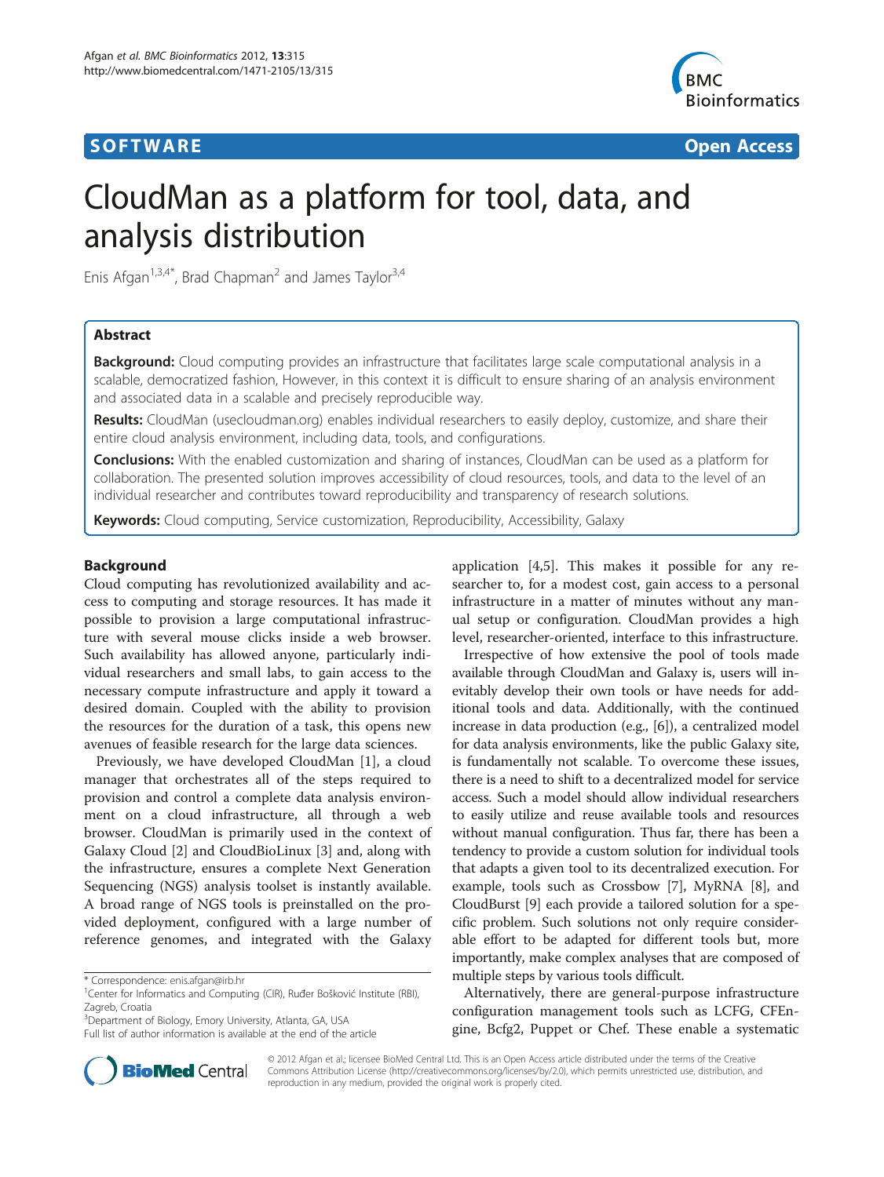**SOFTWARE** **Open Access**

# CloudMan as a platform for tool, data, and analysis distribution

Enis Afgan[1,3,4*], Brad Chapman[2] and James Taylor[3,4]

## Abstract

**Background:** Cloud computing provides an infrastructure that facilitates large scale computational analysis in a scalable, democratized fashion, However, in this context it is difficult to ensure sharing of an analysis environment and associated data in a scalable and precisely reproducible way.

**Results:** CloudMan (usecloudman.org) enables individual researchers to easily deploy, customize, and share their entire cloud analysis environment, including data, tools, and configurations.

**Conclusions:** With the enabled customization and sharing of instances, CloudMan can be used as a platform for collaboration. The presented solution improves accessibility of cloud resources, tools, and data to the level of an individual researcher and contributes toward reproducibility and transparency of research solutions.

**Keywords:** Cloud computing, Service customization, Reproducibility, Accessibility, Galaxy

## Background

Cloud computing has revolutionized availability and access to computing and storage resources. It has made it possible to provision a large computational infrastructure with several mouse clicks inside a web browser. Such availability has allowed anyone, particularly individual researchers and small labs, to gain access to the necessary compute infrastructure and apply it toward a desired domain. Coupled with the ability to provision the resources for the duration of a task, this opens new avenues of feasible research for the large data sciences.

Previously, we have developed CloudMan [1], a cloud manager that orchestrates all of the steps required to provision and control a complete data analysis environment on a cloud infrastructure, all through a web browser. CloudMan is primarily used in the context of Galaxy Cloud [2] and CloudBioLinux [3] and, along with the infrastructure, ensures a complete Next Generation Sequencing (NGS) analysis toolset is instantly available. A broad range of NGS tools is preinstalled on the provided deployment, configured with a large number of reference genomes, and integrated with the Galaxy application [4,5]. This makes it possible for any researcher to, for a modest cost, gain access to a personal infrastructure in a matter of minutes without any manual setup or configuration. CloudMan provides a high level, researcher-oriented, interface to this infrastructure.

Irrespective of how extensive the pool of tools made available through CloudMan and Galaxy is, users will inevitably develop their own tools or have needs for additional tools and data. Additionally, with the continued increase in data production (e.g., [6]), a centralized model for data analysis environments, like the public Galaxy site, is fundamentally not scalable. To overcome these issues, there is a need to shift to a decentralized model for service access. Such a model should allow individual researchers to easily utilize and reuse available tools and resources without manual configuration. Thus far, there has been a tendency to provide a custom solution for individual tools that adapts a given tool to its decentralized execution. For example, tools such as Crossbow [7], MyRNA [8], and CloudBurst [9] each provide a tailored solution for a specific problem. Such solutions not only require considerable effort to be adapted for different tools but, more importantly, make complex analyses that are composed of multiple steps by various tools difficult.

Alternatively, there are general-purpose infrastructure configuration management tools such as LCFG, CFEngine, Bcfg2, Puppet or Chef. These enable a systematic

\* Correspondence: enis.afgan@irb.hr
[1]Center for Informatics and Computing (CIR), Ruđer Bošković Institute (RBI), Zagreb, Croatia
[3]Department of Biology, Emory University, Atlanta, GA, USA
Full list of author information is available at the end of the article

© 2012 Afgan et al.; licensee BioMed Central Ltd. This is an Open Access article distributed under the terms of the Creative Commons Attribution License (http://creativecommons.org/licenses/by/2.0), which permits unrestricted use, distribution, and reproduction in any medium, provided the original work is properly cited.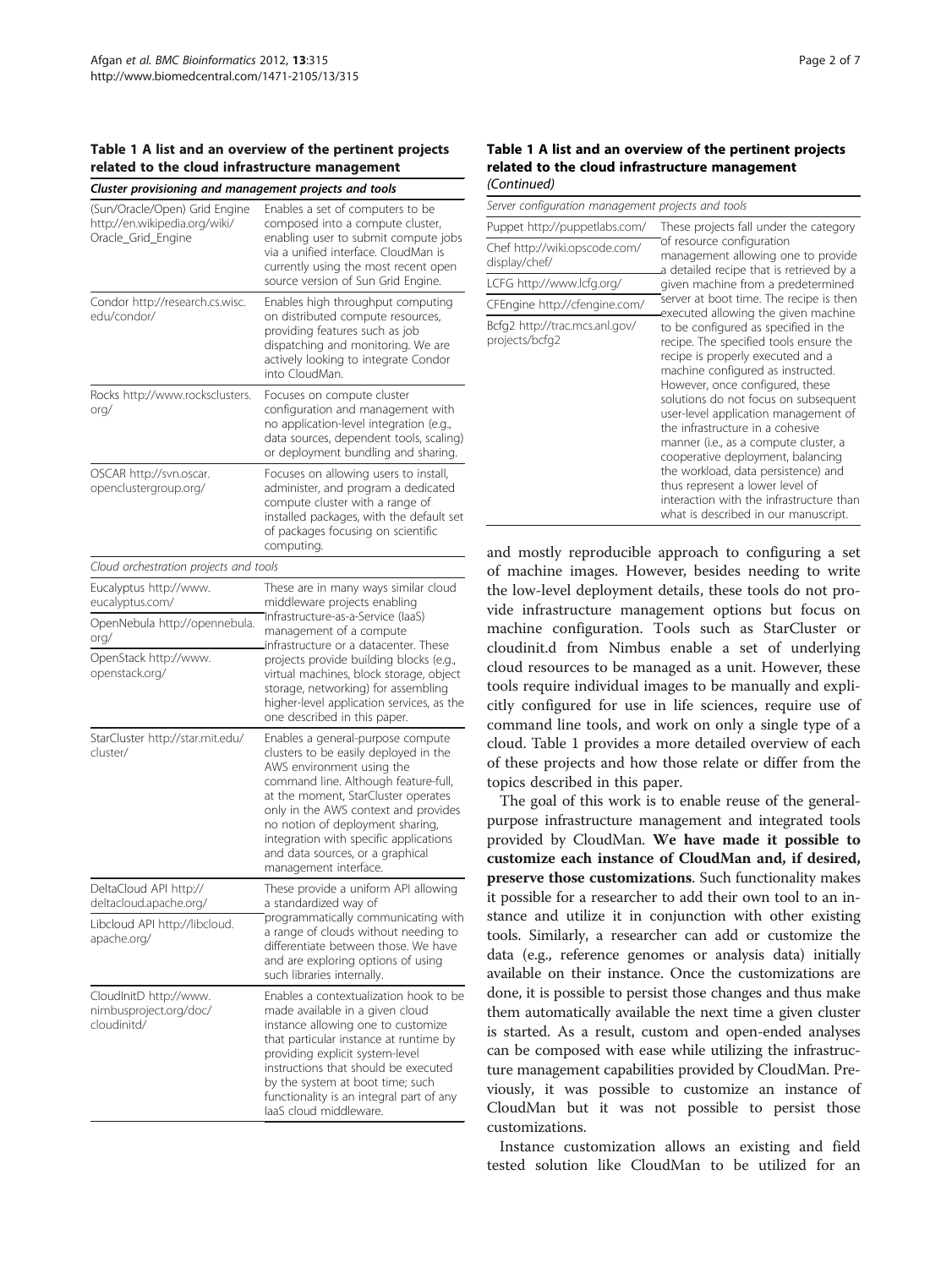**Table 1 A list and an overview of the pertinent projects related to the cloud infrastructure management**

| | |
|---|---|
| ***Cluster provisioning and management projects and tools*** | |
| (Sun/Oracle/Open) Grid Engine http://en.wikipedia.org/wiki/Oracle_Grid_Engine | Enables a set of computers to be composed into a compute cluster, enabling user to submit compute jobs via a unified interface. CloudMan is currently using the most recent open source version of Sun Grid Engine. |
| Condor http://research.cs.wisc.edu/condor/ | Enables high throughput computing on distributed compute resources, providing features such as job dispatching and monitoring. We are actively looking to integrate Condor into CloudMan. |
| Rocks http://www.rocksclusters.org/ | Focuses on compute cluster configuration and management with no application-level integration (e.g., data sources, dependent tools, scaling) or deployment bundling and sharing. |
| OSCAR http://svn.oscar.openclustergroup.org/ | Focuses on allowing users to install, administer, and program a dedicated compute cluster with a range of installed packages, with the default set of packages focusing on scientific computing. |
| *Cloud orchestration projects and tools* | |
| Eucalyptus http://www.eucalyptus.com/ | These are in many ways similar cloud middleware projects enabling Infrastructure-as-a-Service (IaaS) management of a compute infrastructure or a datacenter. These projects provide building blocks (e.g., virtual machines, block storage, object storage, networking) for assembling higher-level application services, as the one described in this paper. |
| OpenNebula http://opennebula.org/ | |
| OpenStack http://www.openstack.org/ | |
| StarCluster http://star.mit.edu/cluster/ | Enables a general-purpose compute clusters to be easily deployed in the AWS environment using the command line. Although feature-full, at the moment, StarCluster operates only in the AWS context and provides no notion of deployment sharing, integration with specific applications and data sources, or a graphical management interface. |
| DeltaCloud API http://deltacloud.apache.org/ | These provide a uniform API allowing a standardized way of programmatically communicating with a range of clouds without needing to differentiate between those. We have and are exploring options of using such libraries internally. |
| Libcloud API http://libcloud.apache.org/ | |
| CloudInitD http://www.nimbusproject.org/doc/cloudinitd/ | Enables a contextualization hook to be made available in a given cloud instance allowing one to customize that particular instance at runtime by providing explicit system-level instructions that should be executed by the system at boot time; such functionality is an integral part of any IaaS cloud middleware. |
| *Server configuration management projects and tools* | |
| Puppet http://puppetlabs.com/ | These projects fall under the category of resource configuration management allowing one to provide a detailed recipe that is retrieved by a given machine from a predetermined server at boot time. The recipe is then executed allowing the given machine to be configured as specified in the recipe. The specified tools ensure the recipe is properly executed and a machine configured as instructed. However, once configured, these solutions do not focus on subsequent user-level application management of the infrastructure in a cohesive manner (i.e., as a compute cluster, a cooperative deployment, balancing the workload, data persistence) and thus represent a lower level of interaction with the infrastructure than what is described in our manuscript. |
| Chef http://wiki.opscode.com/display/chef/ | |
| LCFG http://www.lcfg.org/ | |
| CFEngine http://cfengine.com/ | |
| Bcfg2 http://trac.mcs.anl.gov/projects/bcfg2 | |

and mostly reproducible approach to configuring a set of machine images. However, besides needing to write the low-level deployment details, these tools do not provide infrastructure management options but focus on machine configuration. Tools such as StarCluster or cloudinit.d from Nimbus enable a set of underlying cloud resources to be managed as a unit. However, these tools require individual images to be manually and explicitly configured for use in life sciences, require use of command line tools, and work on only a single type of a cloud. Table 1 provides a more detailed overview of each of these projects and how those relate or differ from the topics described in this paper.

The goal of this work is to enable reuse of the general-purpose infrastructure management and integrated tools provided by CloudMan. **We have made it possible to customize each instance of CloudMan and, if desired, preserve those customizations**. Such functionality makes it possible for a researcher to add their own tool to an instance and utilize it in conjunction with other existing tools. Similarly, a researcher can add or customize the data (e.g., reference genomes or analysis data) initially available on their instance. Once the customizations are done, it is possible to persist those changes and thus make them automatically available the next time a given cluster is started. As a result, custom and open-ended analyses can be composed with ease while utilizing the infrastructure management capabilities provided by CloudMan. Previously, it was possible to customize an instance of CloudMan but it was not possible to persist those customizations.

Instance customization allows an existing and field tested solution like CloudMan to be utilized for an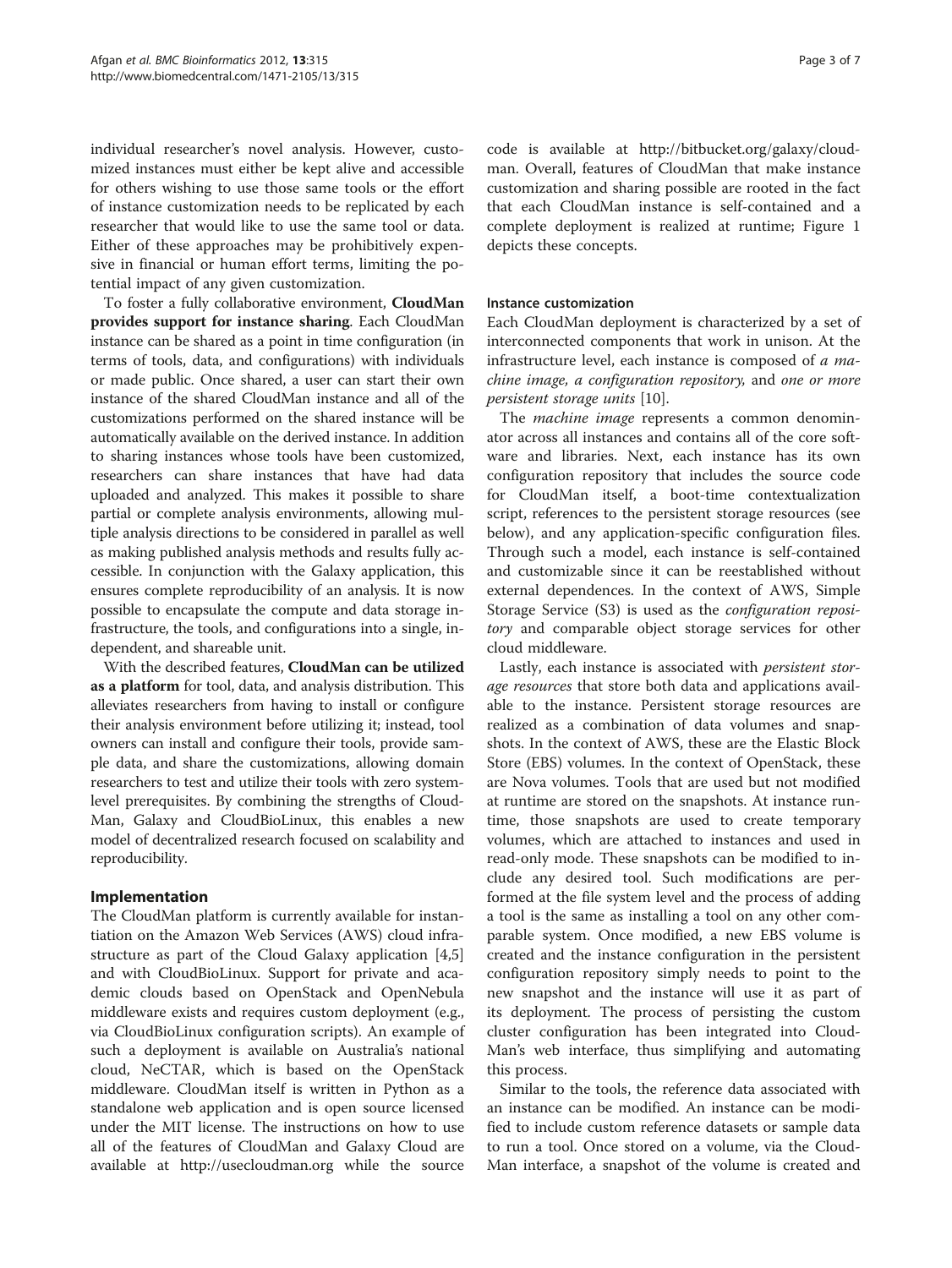individual researcher's novel analysis. However, customized instances must either be kept alive and accessible for others wishing to use those same tools or the effort of instance customization needs to be replicated by each researcher that would like to use the same tool or data. Either of these approaches may be prohibitively expensive in financial or human effort terms, limiting the potential impact of any given customization.

To foster a fully collaborative environment, **CloudMan provides support for instance sharing**. Each CloudMan instance can be shared as a point in time configuration (in terms of tools, data, and configurations) with individuals or made public. Once shared, a user can start their own instance of the shared CloudMan instance and all of the customizations performed on the shared instance will be automatically available on the derived instance. In addition to sharing instances whose tools have been customized, researchers can share instances that have had data uploaded and analyzed. This makes it possible to share partial or complete analysis environments, allowing multiple analysis directions to be considered in parallel as well as making published analysis methods and results fully accessible. In conjunction with the Galaxy application, this ensures complete reproducibility of an analysis. It is now possible to encapsulate the compute and data storage infrastructure, the tools, and configurations into a single, independent, and shareable unit.

With the described features, **CloudMan can be utilized as a platform** for tool, data, and analysis distribution. This alleviates researchers from having to install or configure their analysis environment before utilizing it; instead, tool owners can install and configure their tools, provide sample data, and share the customizations, allowing domain researchers to test and utilize their tools with zero system-level prerequisites. By combining the strengths of CloudMan, Galaxy and CloudBioLinux, this enables a new model of decentralized research focused on scalability and reproducibility.

## Implementation

The CloudMan platform is currently available for instantiation on the Amazon Web Services (AWS) cloud infrastructure as part of the Cloud Galaxy application [4,5] and with CloudBioLinux. Support for private and academic clouds based on OpenStack and OpenNebula middleware exists and requires custom deployment (e.g., via CloudBioLinux configuration scripts). An example of such a deployment is available on Australia's national cloud, NeCTAR, which is based on the OpenStack middleware. CloudMan itself is written in Python as a standalone web application and is open source licensed under the MIT license. The instructions on how to use all of the features of CloudMan and Galaxy Cloud are available at http://usecloudman.org while the source code is available at http://bitbucket.org/galaxy/cloudman. Overall, features of CloudMan that make instance customization and sharing possible are rooted in the fact that each CloudMan instance is self-contained and a complete deployment is realized at runtime; Figure 1 depicts these concepts.

### Instance customization

Each CloudMan deployment is characterized by a set of interconnected components that work in unison. At the infrastructure level, each instance is composed of *a machine image, a configuration repository,* and *one or more persistent storage units* [10].

The *machine image* represents a common denominator across all instances and contains all of the core software and libraries. Next, each instance has its own configuration repository that includes the source code for CloudMan itself, a boot-time contextualization script, references to the persistent storage resources (see below), and any application-specific configuration files. Through such a model, each instance is self-contained and customizable since it can be reestablished without external dependences. In the context of AWS, Simple Storage Service (S3) is used as the *configuration repository* and comparable object storage services for other cloud middleware.

Lastly, each instance is associated with *persistent storage resources* that store both data and applications available to the instance. Persistent storage resources are realized as a combination of data volumes and snapshots. In the context of AWS, these are the Elastic Block Store (EBS) volumes. In the context of OpenStack, these are Nova volumes. Tools that are used but not modified at runtime are stored on the snapshots. At instance runtime, those snapshots are used to create temporary volumes, which are attached to instances and used in read-only mode. These snapshots can be modified to include any desired tool. Such modifications are performed at the file system level and the process of adding a tool is the same as installing a tool on any other comparable system. Once modified, a new EBS volume is created and the instance configuration in the persistent configuration repository simply needs to point to the new snapshot and the instance will use it as part of its deployment. The process of persisting the custom cluster configuration has been integrated into CloudMan's web interface, thus simplifying and automating this process.

Similar to the tools, the reference data associated with an instance can be modified. An instance can be modified to include custom reference datasets or sample data to run a tool. Once stored on a volume, via the CloudMan interface, a snapshot of the volume is created and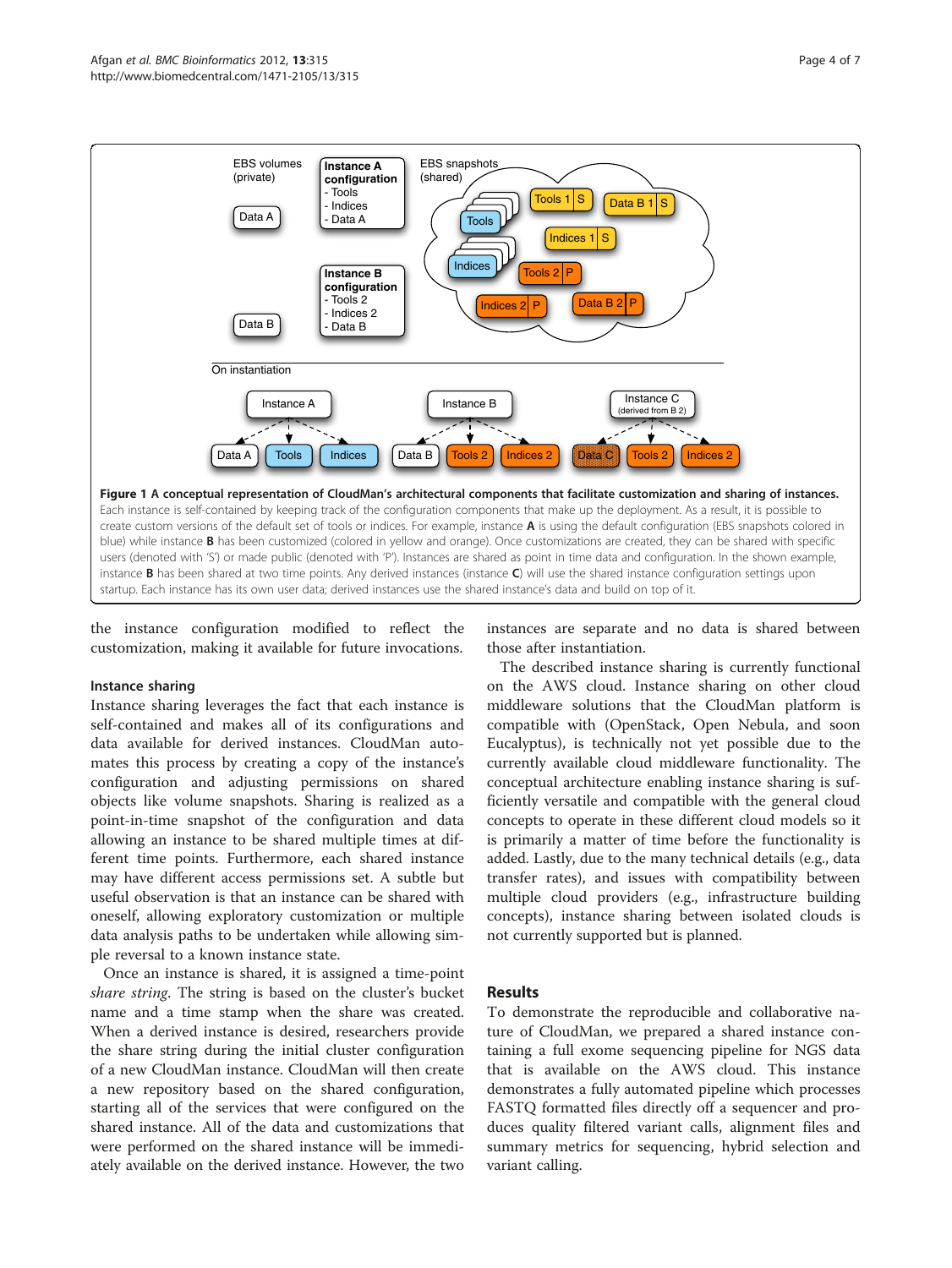EBS volumes (private)

Data A

Data B

Instance A configuration
- Tools
- Indices
- Data A

Instance B configuration
- Tools 2
- Indices 2
- Data B

EBS snapshots (shared)

Tools

Indices

Tools 1 | S

Data B 1 | S

Indices 1 | S

Tools 2 | P

Indices 2 | P

Data B 2 | P

On instantiation

Instance A

Data A

Tools

Indices

Instance B

Data B

Tools 2

Indices 2

Instance C (derived from B 2)

Data C

Tools 2

Indices 2

**Figure 1 A conceptual representation of CloudMan's architectural components that facilitate customization and sharing of instances.** Each instance is self-contained by keeping track of the configuration components that make up the deployment. As a result, it is possible to create custom versions of the default set of tools or indices. For example, instance **A** is using the default configuration (EBS snapshots colored in blue) while instance **B** has been customized (colored in yellow and orange). Once customizations are created, they can be shared with specific users (denoted with 'S') or made public (denoted with 'P'). Instances are shared as point in time data and configuration. In the shown example, instance **B** has been shared at two time points. Any derived instances (instance **C**) will use the shared instance configuration settings upon startup. Each instance has its own user data; derived instances use the shared instance's data and build on top of it.

the instance configuration modified to reflect the customization, making it available for future invocations.

### Instance sharing

Instance sharing leverages the fact that each instance is self-contained and makes all of its configurations and data available for derived instances. CloudMan automates this process by creating a copy of the instance's configuration and adjusting permissions on shared objects like volume snapshots. Sharing is realized as a point-in-time snapshot of the configuration and data allowing an instance to be shared multiple times at different time points. Furthermore, each shared instance may have different access permissions set. A subtle but useful observation is that an instance can be shared with oneself, allowing exploratory customization or multiple data analysis paths to be undertaken while allowing simple reversal to a known instance state.

Once an instance is shared, it is assigned a time-point *share string*. The string is based on the cluster's bucket name and a time stamp when the share was created. When a derived instance is desired, researchers provide the share string during the initial cluster configuration of a new CloudMan instance. CloudMan will then create a new repository based on the shared configuration, starting all of the services that were configured on the shared instance. All of the data and customizations that were performed on the shared instance will be immediately available on the derived instance. However, the two instances are separate and no data is shared between those after instantiation.

The described instance sharing is currently functional on the AWS cloud. Instance sharing on other cloud middleware solutions that the CloudMan platform is compatible with (OpenStack, Open Nebula, and soon Eucalyptus), is technically not yet possible due to the currently available cloud middleware functionality. The conceptual architecture enabling instance sharing is sufficiently versatile and compatible with the general cloud concepts to operate in these different cloud models so it is primarily a matter of time before the functionality is added. Lastly, due to the many technical details (e.g., data transfer rates), and issues with compatibility between multiple cloud providers (e.g., infrastructure building concepts), instance sharing between isolated clouds is not currently supported but is planned.

## Results

To demonstrate the reproducible and collaborative nature of CloudMan, we prepared a shared instance containing a full exome sequencing pipeline for NGS data that is available on the AWS cloud. This instance demonstrates a fully automated pipeline which processes FASTQ formatted files directly off a sequencer and produces quality filtered variant calls, alignment files and summary metrics for sequencing, hybrid selection and variant calling.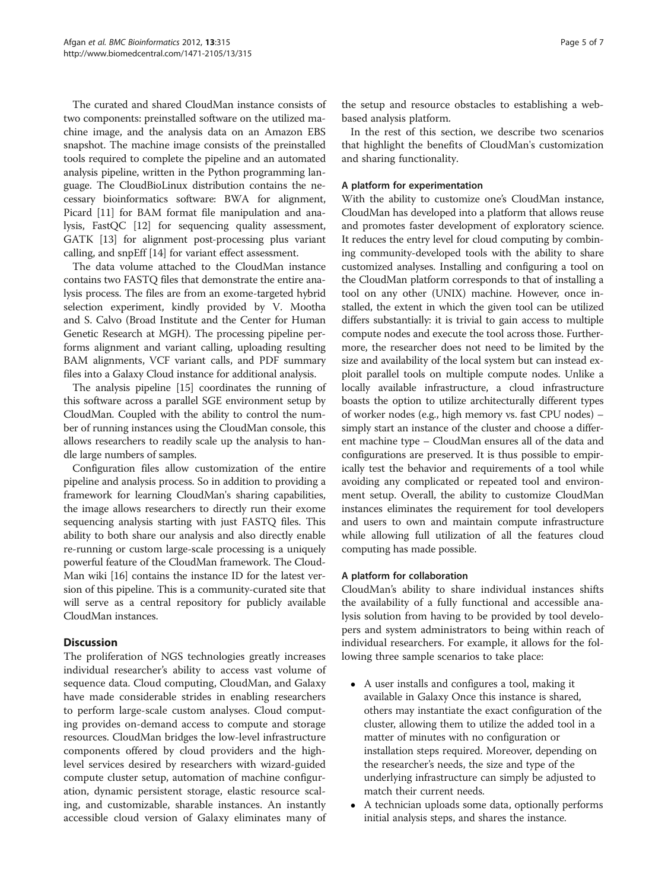The curated and shared CloudMan instance consists of two components: preinstalled software on the utilized machine image, and the analysis data on an Amazon EBS snapshot. The machine image consists of the preinstalled tools required to complete the pipeline and an automated analysis pipeline, written in the Python programming language. The CloudBioLinux distribution contains the necessary bioinformatics software: BWA for alignment, Picard [11] for BAM format file manipulation and analysis, FastQC [12] for sequencing quality assessment, GATK [13] for alignment post-processing plus variant calling, and snpEff [14] for variant effect assessment.

The data volume attached to the CloudMan instance contains two FASTQ files that demonstrate the entire analysis process. The files are from an exome-targeted hybrid selection experiment, kindly provided by V. Mootha and S. Calvo (Broad Institute and the Center for Human Genetic Research at MGH). The processing pipeline performs alignment and variant calling, uploading resulting BAM alignments, VCF variant calls, and PDF summary files into a Galaxy Cloud instance for additional analysis.

The analysis pipeline [15] coordinates the running of this software across a parallel SGE environment setup by CloudMan. Coupled with the ability to control the number of running instances using the CloudMan console, this allows researchers to readily scale up the analysis to handle large numbers of samples.

Configuration files allow customization of the entire pipeline and analysis process. So in addition to providing a framework for learning CloudMan's sharing capabilities, the image allows researchers to directly run their exome sequencing analysis starting with just FASTQ files. This ability to both share our analysis and also directly enable re-running or custom large-scale processing is a uniquely powerful feature of the CloudMan framework. The CloudMan wiki [16] contains the instance ID for the latest version of this pipeline. This is a community-curated site that will serve as a central repository for publicly available CloudMan instances.

## Discussion

The proliferation of NGS technologies greatly increases individual researcher's ability to access vast volume of sequence data. Cloud computing, CloudMan, and Galaxy have made considerable strides in enabling researchers to perform large-scale custom analyses. Cloud computing provides on-demand access to compute and storage resources. CloudMan bridges the low-level infrastructure components offered by cloud providers and the high-level services desired by researchers with wizard-guided compute cluster setup, automation of machine configuration, dynamic persistent storage, elastic resource scaling, and customizable, sharable instances. An instantly accessible cloud version of Galaxy eliminates many of the setup and resource obstacles to establishing a web-based analysis platform.

In the rest of this section, we describe two scenarios that highlight the benefits of CloudMan's customization and sharing functionality.

### A platform for experimentation

With the ability to customize one's CloudMan instance, CloudMan has developed into a platform that allows reuse and promotes faster development of exploratory science. It reduces the entry level for cloud computing by combining community-developed tools with the ability to share customized analyses. Installing and configuring a tool on the CloudMan platform corresponds to that of installing a tool on any other (UNIX) machine. However, once installed, the extent in which the given tool can be utilized differs substantially: it is trivial to gain access to multiple compute nodes and execute the tool across those. Furthermore, the researcher does not need to be limited by the size and availability of the local system but can instead exploit parallel tools on multiple compute nodes. Unlike a locally available infrastructure, a cloud infrastructure boasts the option to utilize architecturally different types of worker nodes (e.g., high memory vs. fast CPU nodes) – simply start an instance of the cluster and choose a different machine type – CloudMan ensures all of the data and configurations are preserved. It is thus possible to empirically test the behavior and requirements of a tool while avoiding any complicated or repeated tool and environment setup. Overall, the ability to customize CloudMan instances eliminates the requirement for tool developers and users to own and maintain compute infrastructure while allowing full utilization of all the features cloud computing has made possible.

### A platform for collaboration

CloudMan's ability to share individual instances shifts the availability of a fully functional and accessible analysis solution from having to be provided by tool developers and system administrators to being within reach of individual researchers. For example, it allows for the following three sample scenarios to take place:

- A user installs and configures a tool, making it available in Galaxy Once this instance is shared, others may instantiate the exact configuration of the cluster, allowing them to utilize the added tool in a matter of minutes with no configuration or installation steps required. Moreover, depending on the researcher's needs, the size and type of the underlying infrastructure can simply be adjusted to match their current needs.
- A technician uploads some data, optionally performs initial analysis steps, and shares the instance.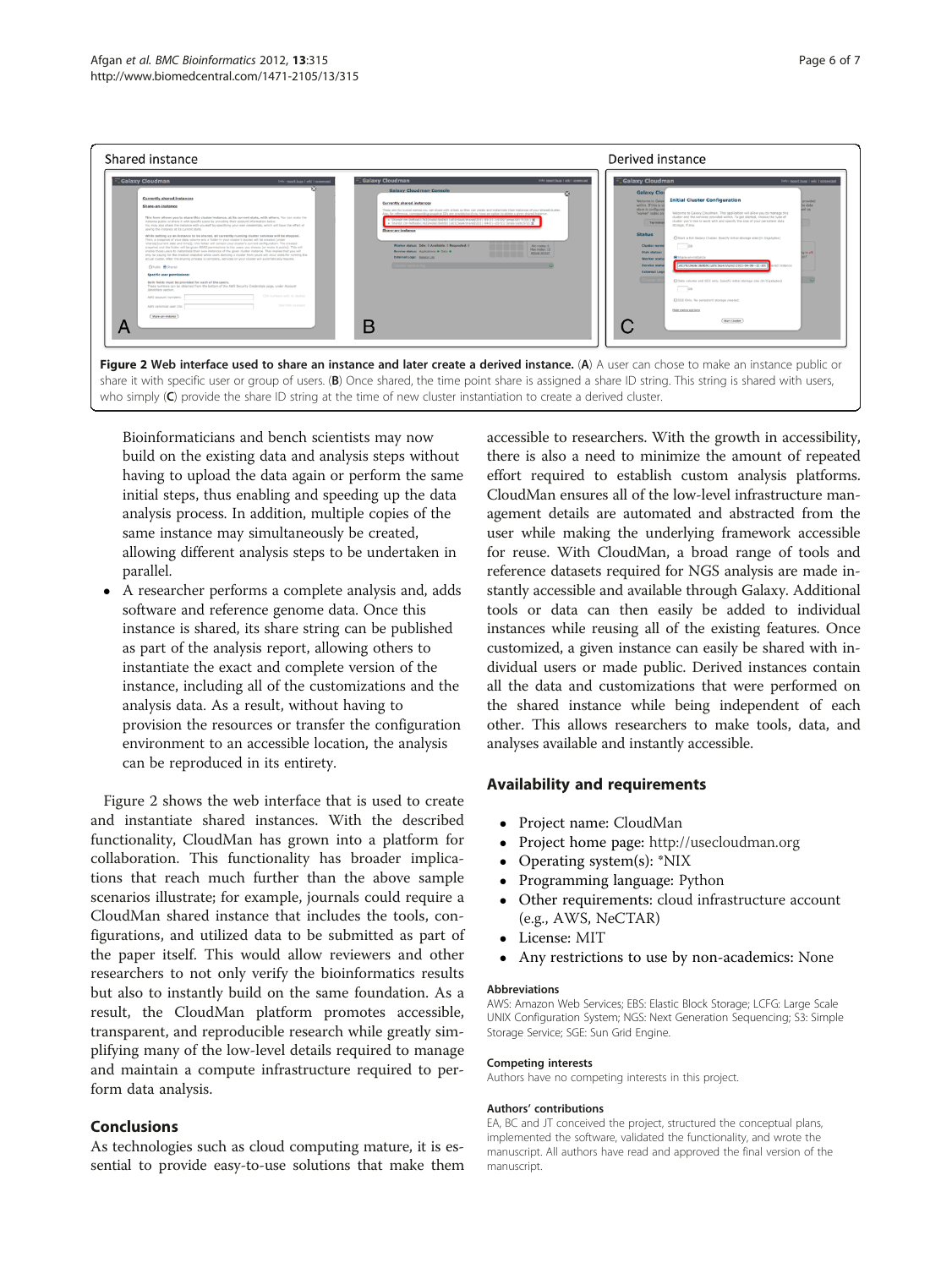Shared instance

Derived instance

A

B

C

**Figure 2 Web interface used to share an instance and later create a derived instance.** (**A**) A user can chose to make an instance public or share it with specific user or group of users. (**B**) Once shared, the time point share is assigned a share ID string. This string is shared with users, who simply (**C**) provide the share ID string at the time of new cluster instantiation to create a derived cluster.

Bioinformaticians and bench scientists may now build on the existing data and analysis steps without having to upload the data again or perform the same initial steps, thus enabling and speeding up the data analysis process. In addition, multiple copies of the same instance may simultaneously be created, allowing different analysis steps to be undertaken in parallel.

- A researcher performs a complete analysis and, adds software and reference genome data. Once this instance is shared, its share string can be published as part of the analysis report, allowing others to instantiate the exact and complete version of the instance, including all of the customizations and the analysis data. As a result, without having to provision the resources or transfer the configuration environment to an accessible location, the analysis can be reproduced in its entirety.

Figure 2 shows the web interface that is used to create and instantiate shared instances. With the described functionality, CloudMan has grown into a platform for collaboration. This functionality has broader implications that reach much further than the above sample scenarios illustrate; for example, journals could require a CloudMan shared instance that includes the tools, configurations, and utilized data to be submitted as part of the paper itself. This would allow reviewers and other researchers to not only verify the bioinformatics results but also to instantly build on the same foundation. As a result, the CloudMan platform promotes accessible, transparent, and reproducible research while greatly simplifying many of the low-level details required to manage and maintain a compute infrastructure required to perform data analysis.

## Conclusions

As technologies such as cloud computing mature, it is essential to provide easy-to-use solutions that make them accessible to researchers. With the growth in accessibility, there is also a need to minimize the amount of repeated effort required to establish custom analysis platforms. CloudMan ensures all of the low-level infrastructure management details are automated and abstracted from the user while making the underlying framework accessible for reuse. With CloudMan, a broad range of tools and reference datasets required for NGS analysis are made instantly accessible and available through Galaxy. Additional tools or data can then easily be added to individual instances while reusing all of the existing features. Once customized, a given instance can easily be shared with individual users or made public. Derived instances contain all the data and customizations that were performed on the shared instance while being independent of each other. This allows researchers to make tools, data, and analyses available and instantly accessible.

## Availability and requirements

- Project name: CloudMan
- Project home page: http://usecloudman.org
- Operating system(s): *NIX
- Programming language: Python
- Other requirements: cloud infrastructure account (e.g., AWS, NeCTAR)
- License: MIT
- Any restrictions to use by non-academics: None

### Abbreviations

AWS: Amazon Web Services; EBS: Elastic Block Storage; LCFG: Large Scale UNIX Configuration System; NGS: Next Generation Sequencing; S3: Simple Storage Service; SGE: Sun Grid Engine.

### Competing interests

Authors have no competing interests in this project.

### Authors' contributions

EA, BC and JT conceived the project, structured the conceptual plans, implemented the software, validated the functionality, and wrote the manuscript. All authors have read and approved the final version of the manuscript.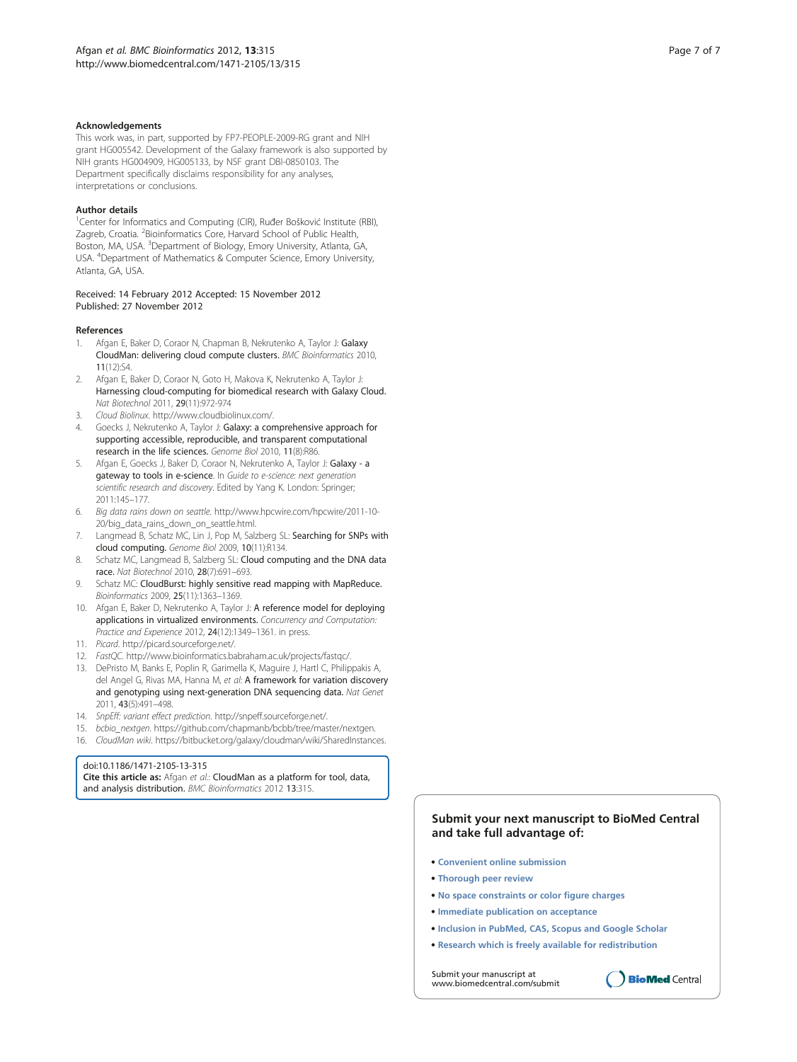#### Acknowledgements

This work was, in part, supported by FP7-PEOPLE-2009-RG grant and NIH grant HG005542. Development of the Galaxy framework is also supported by NIH grants HG004909, HG005133, by NSF grant DBI-0850103. The Department specifically disclaims responsibility for any analyses, interpretations or conclusions.

#### Author details

[1]Center for Informatics and Computing (CIR), Ruđer Bošković Institute (RBI), Zagreb, Croatia. [2]Bioinformatics Core, Harvard School of Public Health, Boston, MA, USA. [3]Department of Biology, Emory University, Atlanta, GA, USA. [4]Department of Mathematics & Computer Science, Emory University, Atlanta, GA, USA.

Received: 14 February 2012 Accepted: 15 November 2012
Published: 27 November 2012

#### References

1. Afgan E, Baker D, Coraor N, Chapman B, Nekrutenko A, Taylor J: **Galaxy CloudMan: delivering cloud compute clusters.** *BMC Bioinformatics* 2010, **11**(12):S4.
2. Afgan E, Baker D, Coraor N, Goto H, Makova K, Nekrutenko A, Taylor J: **Harnessing cloud-computing for biomedical research with Galaxy Cloud.** *Nat Biotechnol* 2011, **29**(11):972-974
3. *Cloud Biolinux.* http://www.cloudbiolinux.com/.
4. Goecks J, Nekrutenko A, Taylor J: **Galaxy: a comprehensive approach for supporting accessible, reproducible, and transparent computational research in the life sciences.** *Genome Biol* 2010, **11**(8):R86.
5. Afgan E, Goecks J, Baker D, Coraor N, Nekrutenko A, Taylor J: **Galaxy - a gateway to tools in e-science.** In *Guide to e-science: next generation scientific research and discovery*. Edited by Yang K. London: Springer; 2011:145–177.
6. *Big data rains down on seattle.* http://www.hpcwire.com/hpcwire/2011-10-20/big_data_rains_down_on_seattle.html.
7. Langmead B, Schatz MC, Lin J, Pop M, Salzberg SL: **Searching for SNPs with cloud computing.** *Genome Biol* 2009, **10**(11):R134.
8. Schatz MC, Langmead B, Salzberg SL: **Cloud computing and the DNA data race.** *Nat Biotechnol* 2010, **28**(7):691–693.
9. Schatz MC: **CloudBurst: highly sensitive read mapping with MapReduce.** *Bioinformatics* 2009, **25**(11):1363–1369.
10. Afgan E, Baker D, Nekrutenko A, Taylor J: **A reference model for deploying applications in virtualized environments.** *Concurrency and Computation: Practice and Experience* 2012, **24**(12):1349–1361. in press.
11. *Picard.* http://picard.sourceforge.net/.
12. *FastQC.* http://www.bioinformatics.babraham.ac.uk/projects/fastqc/.
13. DePristo M, Banks E, Poplin R, Garimella K, Maguire J, Hartl C, Philippakis A, del Angel G, Rivas MA, Hanna M, *et al*: **A framework for variation discovery and genotyping using next-generation DNA sequencing data.** *Nat Genet* 2011, **43**(5):491–498.
14. *SnpEff: variant effect prediction.* http://snpeff.sourceforge.net/.
15. *bcbio_nextgen.* https://github.com/chapmanb/bcbb/tree/master/nextgen.
16. *CloudMan wiki.* https://bitbucket.org/galaxy/cloudman/wiki/SharedInstances.

doi:10.1186/1471-2105-13-315

**Cite this article as:** Afgan *et al.*: CloudMan as a platform for tool, data, and analysis distribution. *BMC Bioinformatics* 2012 **13**:315.

**Submit your next manuscript to BioMed Central and take full advantage of:**

- **Convenient online submission**
- **Thorough peer review**
- **No space constraints or color figure charges**
- **Immediate publication on acceptance**
- **Inclusion in PubMed, CAS, Scopus and Google Scholar**
- **Research which is freely available for redistribution**

Submit your manuscript at
www.biomedcentral.com/submit

BioMed Central